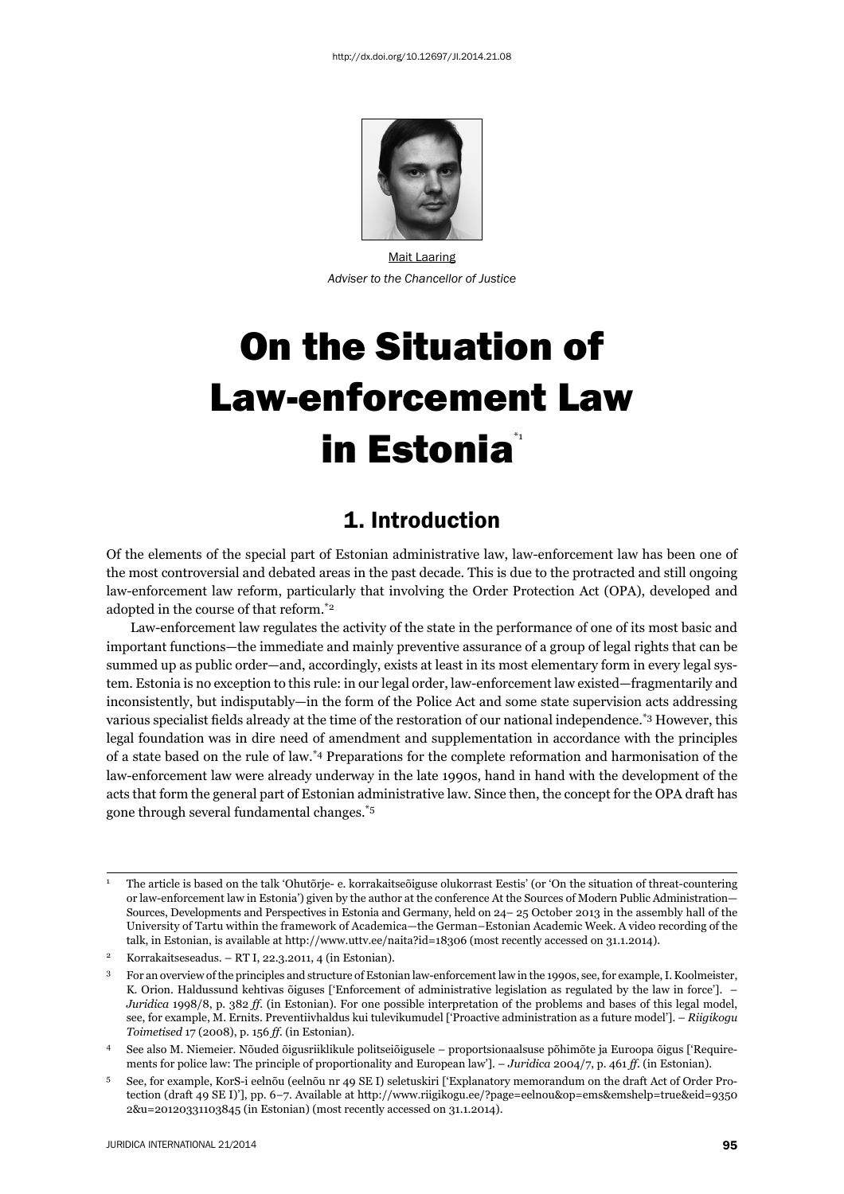http://dx.doi.org/10.12697/JI.2014.21.08

Mait Laaring
*Adviser to the Chancellor of Justice*

# On the Situation of Law-enforcement Law in Estonia[*1]

## 1. Introduction

Of the elements of the special part of Estonian administrative law, law-enforcement law has been one of the most controversial and debated areas in the past decade. This is due to the protracted and still ongoing law-enforcement law reform, particularly that involving the Order Protection Act (OPA), developed and adopted in the course of that reform.[*2]

Law-enforcement law regulates the activity of the state in the performance of one of its most basic and important functions—the immediate and mainly preventive assurance of a group of legal rights that can be summed up as public order—and, accordingly, exists at least in its most elementary form in every legal system. Estonia is no exception to this rule: in our legal order, law-enforcement law existed—fragmentarily and inconsistently, but indisputably—in the form of the Police Act and some state supervision acts addressing various specialist fields already at the time of the restoration of our national independence.[*3] However, this legal foundation was in dire need of amendment and supplementation in accordance with the principles of a state based on the rule of law.[*4] Preparations for the complete reformation and harmonisation of the law-enforcement law were already underway in the late 1990s, hand in hand with the development of the acts that form the general part of Estonian administrative law. Since then, the concept for the OPA draft has gone through several fundamental changes.[*5]

---

1 The article is based on the talk 'Ohutõrje- e. korrakaitseõiguse olukorrast Eestis' (or 'On the situation of threat-countering or law-enforcement law in Estonia') given by the author at the conference At the Sources of Modern Public Administration—Sources, Developments and Perspectives in Estonia and Germany, held on 24– 25 October 2013 in the assembly hall of the University of Tartu within the framework of Academica—the German–Estonian Academic Week. A video recording of the talk, in Estonian, is available at http://www.uttv.ee/naita?id=18306 (most recently accessed on 31.1.2014).

2 Korrakaitseseadus. – RT I, 22.3.2011, 4 (in Estonian).

3 For an overview of the principles and structure of Estonian law-enforcement law in the 1990s, see, for example, I. Koolmeister, K. Orion. Haldussund kehtivas õiguses ['Enforcement of administrative legislation as regulated by the law in force']. – *Juridica* 1998/8, p. 382 *ff*. (in Estonian). For one possible interpretation of the problems and bases of this legal model, see, for example, M. Ernits. Preventiivhaldus kui tulevikumudel ['Proactive administration as a future model']. – *Riigikogu Toimetised* 17 (2008), p. 156 *ff*. (in Estonian).

4 See also M. Niemeier. Nõuded õigusriiklikule politseiõigusele – proportsionaalsuse põhimõte ja Euroopa õigus ['Requirements for police law: The principle of proportionality and European law']. – *Juridica* 2004/7, p. 461 *ff*. (in Estonian).

5 See, for example, KorS-i eelnõu (eelnõu nr 49 SE I) seletuskiri ['Explanatory memorandum on the draft Act of Order Protection (draft 49 SE I)'], pp. 6–7. Available at http://www.riigikogu.ee/?page=eelnou&op=ems&emshelp=true&eid=93502&u=20120331103845 (in Estonian) (most recently accessed on 31.1.2014).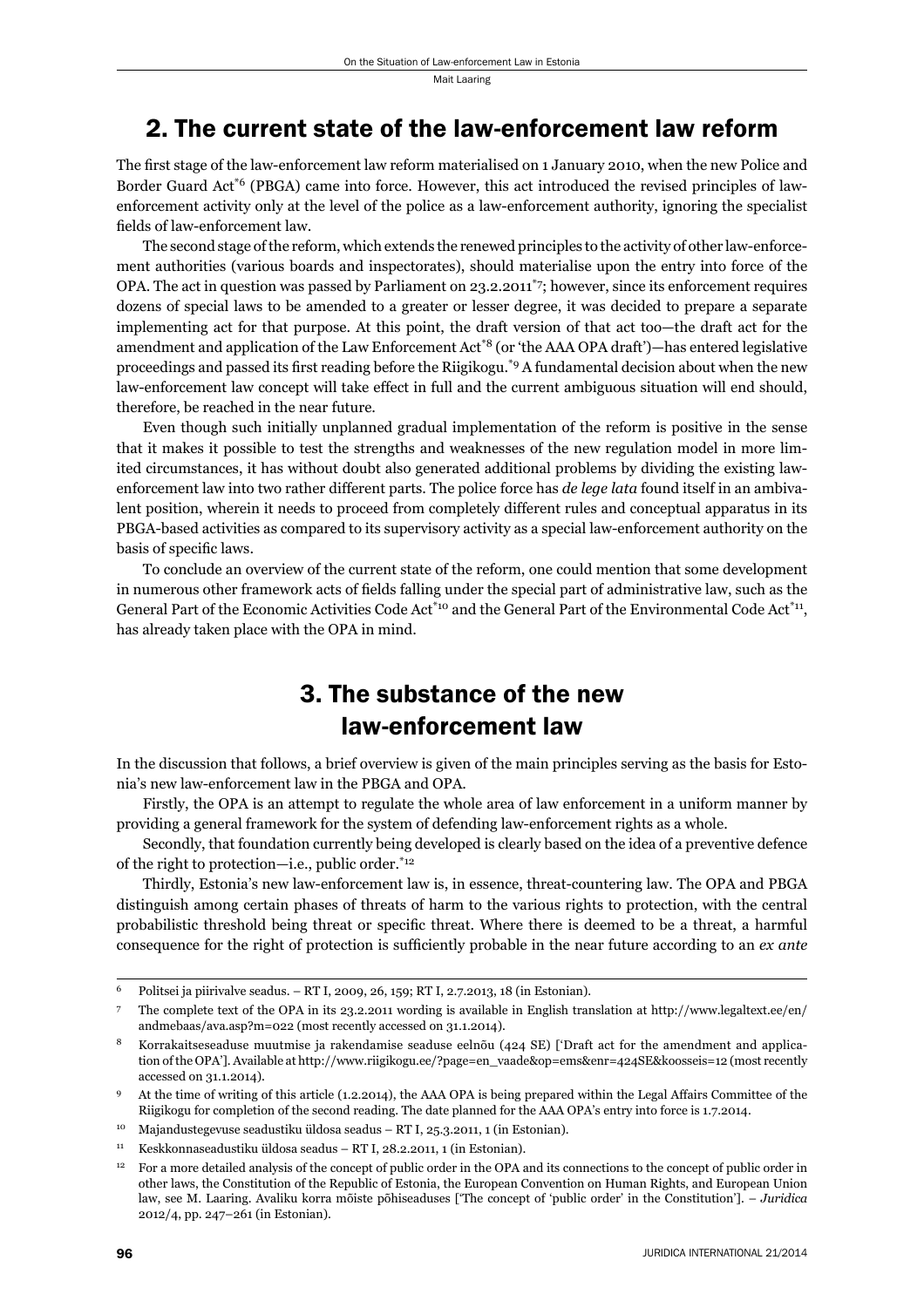## 2. The current state of the law-enforcement law reform

The first stage of the law-enforcement law reform materialised on 1 January 2010, when the new Police and Border Guard Act[*6] (PBGA) came into force. However, this act introduced the revised principles of law-enforcement activity only at the level of the police as a law-enforcement authority, ignoring the specialist fields of law-enforcement law.

The second stage of the reform, which extends the renewed principles to the activity of other law-enforcement authorities (various boards and inspectorates), should materialise upon the entry into force of the OPA. The act in question was passed by Parliament on 23.2.2011[*7]; however, since its enforcement requires dozens of special laws to be amended to a greater or lesser degree, it was decided to prepare a separate implementing act for that purpose. At this point, the draft version of that act too—the draft act for the amendment and application of the Law Enforcement Act[*8] (or 'the AAA OPA draft')—has entered legislative proceedings and passed its first reading before the Riigikogu.[*9] A fundamental decision about when the new law-enforcement law concept will take effect in full and the current ambiguous situation will end should, therefore, be reached in the near future.

Even though such initially unplanned gradual implementation of the reform is positive in the sense that it makes it possible to test the strengths and weaknesses of the new regulation model in more limited circumstances, it has without doubt also generated additional problems by dividing the existing law-enforcement law into two rather different parts. The police force has *de lege lata* found itself in an ambivalent position, wherein it needs to proceed from completely different rules and conceptual apparatus in its PBGA-based activities as compared to its supervisory activity as a special law-enforcement authority on the basis of specific laws.

To conclude an overview of the current state of the reform, one could mention that some development in numerous other framework acts of fields falling under the special part of administrative law, such as the General Part of the Economic Activities Code Act[*10] and the General Part of the Environmental Code Act[*11], has already taken place with the OPA in mind.

## 3. The substance of the new law-enforcement law

In the discussion that follows, a brief overview is given of the main principles serving as the basis for Estonia's new law-enforcement law in the PBGA and OPA.

Firstly, the OPA is an attempt to regulate the whole area of law enforcement in a uniform manner by providing a general framework for the system of defending law-enforcement rights as a whole.

Secondly, that foundation currently being developed is clearly based on the idea of a preventive defence of the right to protection—i.e., public order.[*12]

Thirdly, Estonia's new law-enforcement law is, in essence, threat-countering law. The OPA and PBGA distinguish among certain phases of threats of harm to the various rights to protection, with the central probabilistic threshold being threat or specific threat. Where there is deemed to be a threat, a harmful consequence for the right of protection is sufficiently probable in the near future according to an *ex ante*

---

6 Politsei ja piirivalve seadus. – RT I, 2009, 26, 159; RT I, 2.7.2013, 18 (in Estonian).

7 The complete text of the OPA in its 23.2.2011 wording is available in English translation at http://www.legaltext.ee/en/andmebaas/ava.asp?m=022 (most recently accessed on 31.1.2014).

8 Korrakaitseseaduse muutmise ja rakendamise seaduse eelnõu (424 SE) ['Draft act for the amendment and application of the OPA']. Available at http://www.riigikogu.ee/?page=en_vaade&op=ems&enr=424SE&koosseis=12 (most recently accessed on 31.1.2014).

9 At the time of writing of this article (1.2.2014), the AAA OPA is being prepared within the Legal Affairs Committee of the Riigikogu for completion of the second reading. The date planned for the AAA OPA's entry into force is 1.7.2014.

10 Majandustegevuse seadustiku üldosa seadus – RT I, 25.3.2011, 1 (in Estonian).

11 Keskkonnaseadustiku üldosa seadus – RT I, 28.2.2011, 1 (in Estonian).

12 For a more detailed analysis of the concept of public order in the OPA and its connections to the concept of public order in other laws, the Constitution of the Republic of Estonia, the European Convention on Human Rights, and European Union law, see M. Laaring. Avaliku korra mõiste põhiseaduses ['The concept of 'public order' in the Constitution']. – *Juridica* 2012/4, pp. 247–261 (in Estonian).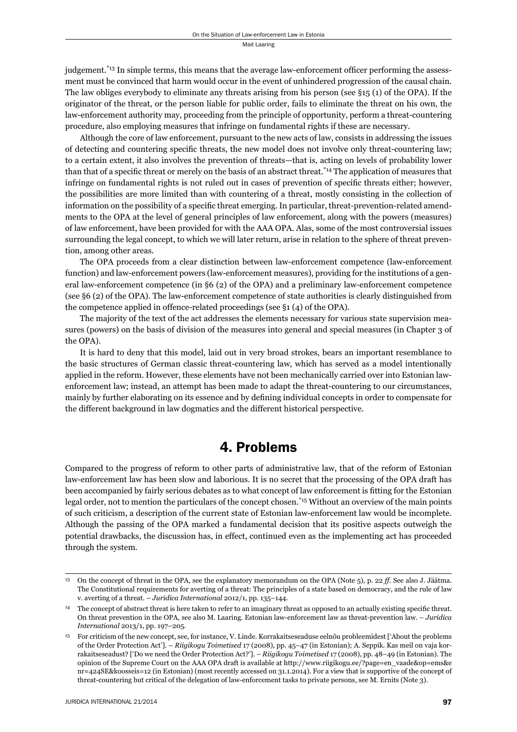judgement.[13] In simple terms, this means that the average law-enforcement officer performing the assessment must be convinced that harm would occur in the event of unhindered progression of the causal chain. The law obliges everybody to eliminate any threats arising from his person (see §15 (1) of the OPA). If the originator of the threat, or the person liable for public order, fails to eliminate the threat on his own, the law-enforcement authority may, proceeding from the principle of opportunity, perform a threat-countering procedure, also employing measures that infringe on fundamental rights if these are necessary.

Although the core of law enforcement, pursuant to the new acts of law, consists in addressing the issues of detecting and countering specific threats, the new model does not involve only threat-countering law; to a certain extent, it also involves the prevention of threats—that is, acting on levels of probability lower than that of a specific threat or merely on the basis of an abstract threat.[14] The application of measures that infringe on fundamental rights is not ruled out in cases of prevention of specific threats either; however, the possibilities are more limited than with countering of a threat, mostly consisting in the collection of information on the possibility of a specific threat emerging. In particular, threat-prevention-related amendments to the OPA at the level of general principles of law enforcement, along with the powers (measures) of law enforcement, have been provided for with the AAA OPA. Alas, some of the most controversial issues surrounding the legal concept, to which we will later return, arise in relation to the sphere of threat prevention, among other areas.

The OPA proceeds from a clear distinction between law-enforcement competence (law-enforcement function) and law-enforcement powers (law-enforcement measures), providing for the institutions of a general law-enforcement competence (in §6 (2) of the OPA) and a preliminary law-enforcement competence (see §6 (2) of the OPA). The law-enforcement competence of state authorities is clearly distinguished from the competence applied in offence-related proceedings (see §1 (4) of the OPA).

The majority of the text of the act addresses the elements necessary for various state supervision measures (powers) on the basis of division of the measures into general and special measures (in Chapter 3 of the OPA).

It is hard to deny that this model, laid out in very broad strokes, bears an important resemblance to the basic structures of German classic threat-countering law, which has served as a model intentionally applied in the reform. However, these elements have not been mechanically carried over into Estonian law-enforcement law; instead, an attempt has been made to adapt the threat-countering to our circumstances, mainly by further elaborating on its essence and by defining individual concepts in order to compensate for the different background in law dogmatics and the different historical perspective.

## 4. Problems

Compared to the progress of reform to other parts of administrative law, that of the reform of Estonian law-enforcement law has been slow and laborious. It is no secret that the processing of the OPA draft has been accompanied by fairly serious debates as to what concept of law enforcement is fitting for the Estonian legal order, not to mention the particulars of the concept chosen.[15] Without an overview of the main points of such criticism, a description of the current state of Estonian law-enforcement law would be incomplete. Although the passing of the OPA marked a fundamental decision that its positive aspects outweigh the potential drawbacks, the discussion has, in effect, continued even as the implementing act has proceeded through the system.

---

[13] On the concept of threat in the OPA, see the explanatory memorandum on the OPA (Note 5), p. 22 *ff*. See also J. Jäätma. The Constitutional requirements for averting of a threat: The principles of a state based on democracy, and the rule of law v. averting of a threat. – *Juridica International* 2012/1, pp. 135–144.

[14] The concept of abstract threat is here taken to refer to an imaginary threat as opposed to an actually existing specific threat. On threat prevention in the OPA, see also M. Laaring. Estonian law-enforcement law as threat-prevention law. – *Juridica International* 2013/1, pp. 197–205.

[15] For criticism of the new concept, see, for instance, V. Linde. Korrakaitseseaduse eelnõu probleemidest ['About the problems of the Order Protection Act']. – *Riigikogu Toimetised* 17 (2008), pp. 45–47 (in Estonian); A. Seppik. Kas meil on vaja korrakaitseseadust? ['Do we need the Order Protection Act?']. – *Riigikogu Toimetised* 17 (2008), pp. 48–49 (in Estonian). The opinion of the Supreme Court on the AAA OPA draft is available at http://www.riigikogu.ee/?page=en_vaade&op=ems&enr=424SE&koosseis=12 (in Estonian) (most recently accessed on 31.1.2014). For a view that is supportive of the concept of threat-countering but critical of the delegation of law-enforcement tasks to private persons, see M. Ernits (Note 3).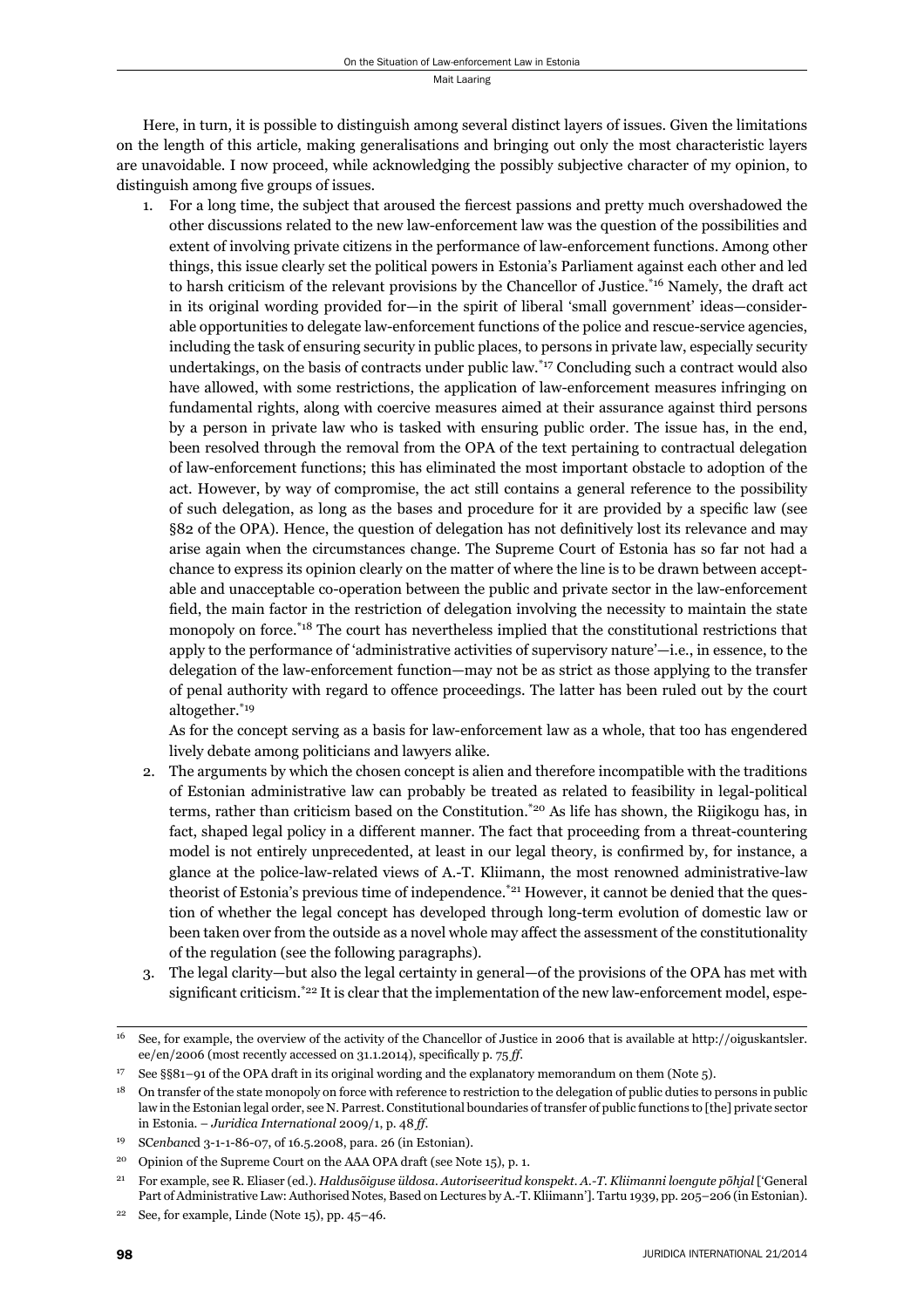Here, in turn, it is possible to distinguish among several distinct layers of issues. Given the limitations on the length of this article, making generalisations and bringing out only the most characteristic layers are unavoidable. I now proceed, while acknowledging the possibly subjective character of my opinion, to distinguish among five groups of issues.

1. For a long time, the subject that aroused the fiercest passions and pretty much overshadowed the other discussions related to the new law-enforcement law was the question of the possibilities and extent of involving private citizens in the performance of law-enforcement functions. Among other things, this issue clearly set the political powers in Estonia's Parliament against each other and led to harsh criticism of the relevant provisions by the Chancellor of Justice.[16] Namely, the draft act in its original wording provided for—in the spirit of liberal 'small government' ideas—considerable opportunities to delegate law-enforcement functions of the police and rescue-service agencies, including the task of ensuring security in public places, to persons in private law, especially security undertakings, on the basis of contracts under public law.[17] Concluding such a contract would also have allowed, with some restrictions, the application of law-enforcement measures infringing on fundamental rights, along with coercive measures aimed at their assurance against third persons by a person in private law who is tasked with ensuring public order. The issue has, in the end, been resolved through the removal from the OPA of the text pertaining to contractual delegation of law-enforcement functions; this has eliminated the most important obstacle to adoption of the act. However, by way of compromise, the act still contains a general reference to the possibility of such delegation, as long as the bases and procedure for it are provided by a specific law (see §82 of the OPA). Hence, the question of delegation has not definitively lost its relevance and may arise again when the circumstances change. The Supreme Court of Estonia has so far not had a chance to express its opinion clearly on the matter of where the line is to be drawn between acceptable and unacceptable co-operation between the public and private sector in the law-enforcement field, the main factor in the restriction of delegation involving the necessity to maintain the state monopoly on force.[18] The court has nevertheless implied that the constitutional restrictions that apply to the performance of 'administrative activities of supervisory nature'—i.e., in essence, to the delegation of the law-enforcement function—may not be as strict as those applying to the transfer of penal authority with regard to offence proceedings. The latter has been ruled out by the court altogether.[19]

   As for the concept serving as a basis for law-enforcement law as a whole, that too has engendered lively debate among politicians and lawyers alike.

2. The arguments by which the chosen concept is alien and therefore incompatible with the traditions of Estonian administrative law can probably be treated as related to feasibility in legal-political terms, rather than criticism based on the Constitution.[20] As life has shown, the Riigikogu has, in fact, shaped legal policy in a different manner. The fact that proceeding from a threat-countering model is not entirely unprecedented, at least in our legal theory, is confirmed by, for instance, a glance at the police-law-related views of A.-T. Kliimann, the most renowned administrative-law theorist of Estonia's previous time of independence.[21] However, it cannot be denied that the question of whether the legal concept has developed through long-term evolution of domestic law or been taken over from the outside as a novel whole may affect the assessment of the constitutionality of the regulation (see the following paragraphs).

3. The legal clarity—but also the legal certainty in general—of the provisions of the OPA has met with significant criticism.[22] It is clear that the implementation of the new law-enforcement model, espe-

---

[16] See, for example, the overview of the activity of the Chancellor of Justice in 2006 that is available at http://oiguskantsler.ee/en/2006 (most recently accessed on 31.1.2014), specifically p. 75 *ff*.

[17] See §§81–91 of the OPA draft in its original wording and the explanatory memorandum on them (Note 5).

[18] On transfer of the state monopoly on force with reference to restriction to the delegation of public duties to persons in public law in the Estonian legal order, see N. Parrest. Constitutional boundaries of transfer of public functions to [the] private sector in Estonia. – *Juridica International* 2009/1, p. 48 *ff*.

[19] SC*enbanc*d 3-1-1-86-07, of 16.5.2008, para. 26 (in Estonian).

[20] Opinion of the Supreme Court on the AAA OPA draft (see Note 15), p. 1.

[21] For example, see R. Eliaser (ed.). *Haldusõiguse üldosa. Autoriseeritud konspekt. A.-T. Kliimanni loengute põhjal* ['General Part of Administrative Law: Authorised Notes, Based on Lectures by A.-T. Kliimann']. Tartu 1939, pp. 205–206 (in Estonian).

[22] See, for example, Linde (Note 15), pp. 45–46.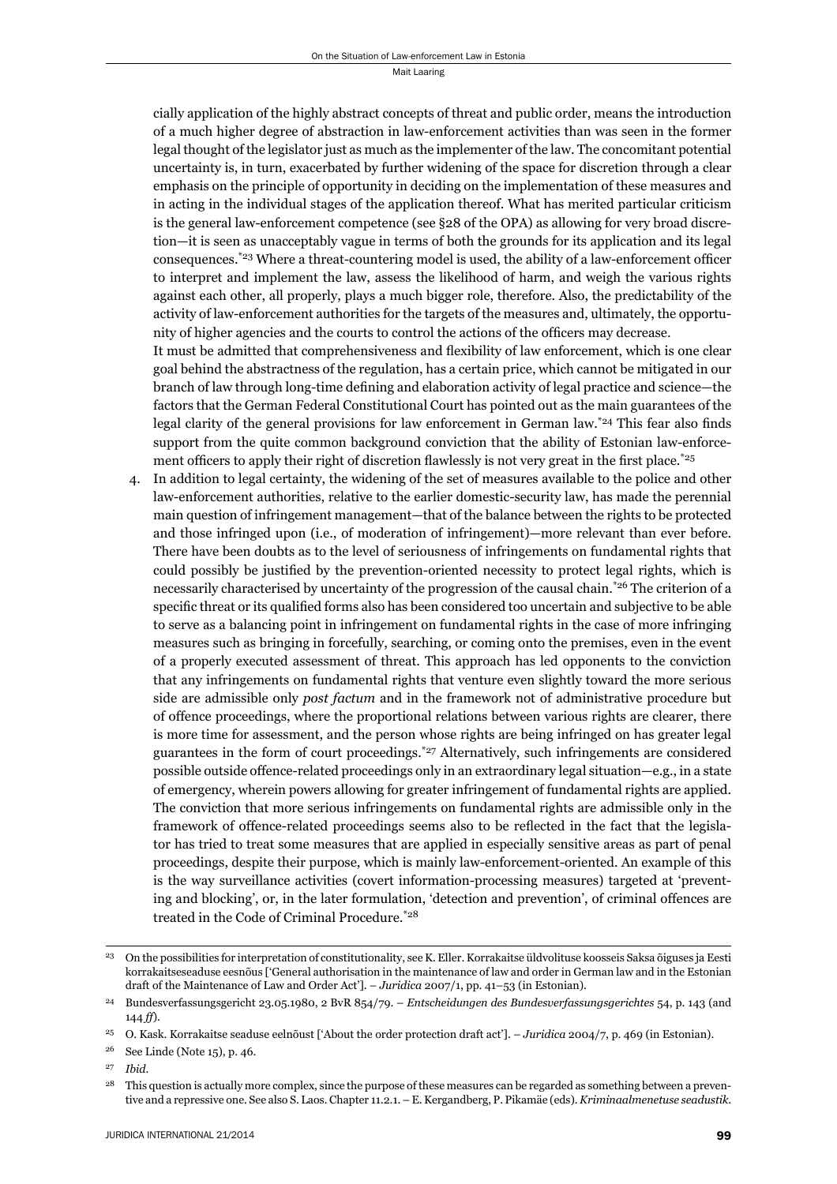cially application of the highly abstract concepts of threat and public order, means the introduction of a much higher degree of abstraction in law-enforcement activities than was seen in the former legal thought of the legislator just as much as the implementer of the law. The concomitant potential uncertainty is, in turn, exacerbated by further widening of the space for discretion through a clear emphasis on the principle of opportunity in deciding on the implementation of these measures and in acting in the individual stages of the application thereof. What has merited particular criticism is the general law-enforcement competence (see §28 of the OPA) as allowing for very broad discretion—it is seen as unacceptably vague in terms of both the grounds for its application and its legal consequences.[*23] Where a threat-countering model is used, the ability of a law-enforcement officer to interpret and implement the law, assess the likelihood of harm, and weigh the various rights against each other, all properly, plays a much bigger role, therefore. Also, the predictability of the activity of law-enforcement authorities for the targets of the measures and, ultimately, the opportunity of higher agencies and the courts to control the actions of the officers may decrease.

It must be admitted that comprehensiveness and flexibility of law enforcement, which is one clear goal behind the abstractness of the regulation, has a certain price, which cannot be mitigated in our branch of law through long-time defining and elaboration activity of legal practice and science—the factors that the German Federal Constitutional Court has pointed out as the main guarantees of the legal clarity of the general provisions for law enforcement in German law.[*24] This fear also finds support from the quite common background conviction that the ability of Estonian law-enforcement officers to apply their right of discretion flawlessly is not very great in the first place.[*25]

4. In addition to legal certainty, the widening of the set of measures available to the police and other law-enforcement authorities, relative to the earlier domestic-security law, has made the perennial main question of infringement management—that of the balance between the rights to be protected and those infringed upon (i.e., of moderation of infringement)—more relevant than ever before. There have been doubts as to the level of seriousness of infringements on fundamental rights that could possibly be justified by the prevention-oriented necessity to protect legal rights, which is necessarily characterised by uncertainty of the progression of the causal chain.[*26] The criterion of a specific threat or its qualified forms also has been considered too uncertain and subjective to be able to serve as a balancing point in infringement on fundamental rights in the case of more infringing measures such as bringing in forcefully, searching, or coming onto the premises, even in the event of a properly executed assessment of threat. This approach has led opponents to the conviction that any infringements on fundamental rights that venture even slightly toward the more serious side are admissible only *post factum* and in the framework not of administrative procedure but of offence proceedings, where the proportional relations between various rights are clearer, there is more time for assessment, and the person whose rights are being infringed on has greater legal guarantees in the form of court proceedings.[*27] Alternatively, such infringements are considered possible outside offence-related proceedings only in an extraordinary legal situation—e.g., in a state of emergency, wherein powers allowing for greater infringement of fundamental rights are applied. The conviction that more serious infringements on fundamental rights are admissible only in the framework of offence-related proceedings seems also to be reflected in the fact that the legislator has tried to treat some measures that are applied in especially sensitive areas as part of penal proceedings, despite their purpose, which is mainly law-enforcement-oriented. An example of this is the way surveillance activities (covert information-processing measures) targeted at 'preventing and blocking', or, in the later formulation, 'detection and prevention', of criminal offences are treated in the Code of Criminal Procedure.[*28]

---

[23] On the possibilities for interpretation of constitutionality, see K. Eller. Korrakaitse üldvolituse koosseis Saksa õiguses ja Eesti korrakaitseseaduse eesnõus ['General authorisation in the maintenance of law and order in German law and in the Estonian draft of the Maintenance of Law and Order Act']. – *Juridica* 2007/1, pp. 41–53 (in Estonian).

[24] Bundesverfassungsgericht 23.05.1980, 2 BvR 854/79. – *Entscheidungen des Bundesverfassungsgerichtes* 54, p. 143 (and 144 *ff*).

[25] O. Kask. Korrakaitse seaduse eelnõust ['About the order protection draft act']. – *Juridica* 2004/7, p. 469 (in Estonian).

[26] See Linde (Note 15), p. 46.

[27] *Ibid.*

[28] This question is actually more complex, since the purpose of these measures can be regarded as something between a preventive and a repressive one. See also S. Laos. Chapter 11.2.1. – E. Kergandberg, P. Pikamäe (eds). *Kriminaalmenetuse seadustik*.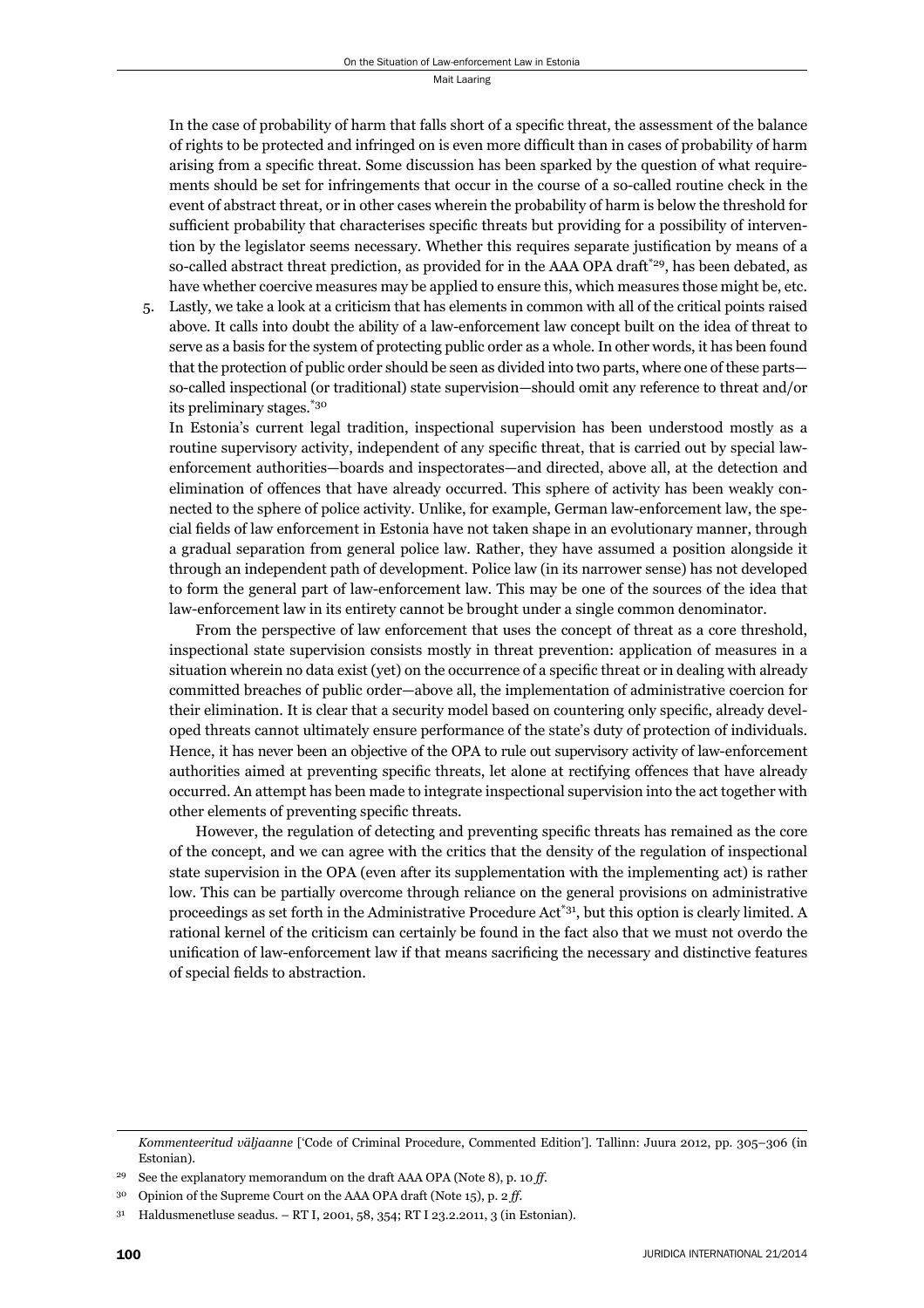In the case of probability of harm that falls short of a specific threat, the assessment of the balance of rights to be protected and infringed on is even more difficult than in cases of probability of harm arising from a specific threat. Some discussion has been sparked by the question of what requirements should be set for infringements that occur in the course of a so-called routine check in the event of abstract threat, or in other cases wherein the probability of harm is below the threshold for sufficient probability that characterises specific threats but providing for a possibility of intervention by the legislator seems necessary. Whether this requires separate justification by means of a so-called abstract threat prediction, as provided for in the AAA OPA draft[*29], has been debated, as have whether coercive measures may be applied to ensure this, which measures those might be, etc.

5. Lastly, we take a look at a criticism that has elements in common with all of the critical points raised above. It calls into doubt the ability of a law-enforcement law concept built on the idea of threat to serve as a basis for the system of protecting public order as a whole. In other words, it has been found that the protection of public order should be seen as divided into two parts, where one of these parts—so-called inspectional (or traditional) state supervision—should omit any reference to threat and/or its preliminary stages.[*30]

   In Estonia's current legal tradition, inspectional supervision has been understood mostly as a routine supervisory activity, independent of any specific threat, that is carried out by special law-enforcement authorities—boards and inspectorates—and directed, above all, at the detection and elimination of offences that have already occurred. This sphere of activity has been weakly connected to the sphere of police activity. Unlike, for example, German law-enforcement law, the special fields of law enforcement in Estonia have not taken shape in an evolutionary manner, through a gradual separation from general police law. Rather, they have assumed a position alongside it through an independent path of development. Police law (in its narrower sense) has not developed to form the general part of law-enforcement law. This may be one of the sources of the idea that law-enforcement law in its entirety cannot be brought under a single common denominator.

   From the perspective of law enforcement that uses the concept of threat as a core threshold, inspectional state supervision consists mostly in threat prevention: application of measures in a situation wherein no data exist (yet) on the occurrence of a specific threat or in dealing with already committed breaches of public order—above all, the implementation of administrative coercion for their elimination. It is clear that a security model based on countering only specific, already developed threats cannot ultimately ensure performance of the state's duty of protection of individuals. Hence, it has never been an objective of the OPA to rule out supervisory activity of law-enforcement authorities aimed at preventing specific threats, let alone at rectifying offences that have already occurred. An attempt has been made to integrate inspectional supervision into the act together with other elements of preventing specific threats.

   However, the regulation of detecting and preventing specific threats has remained as the core of the concept, and we can agree with the critics that the density of the regulation of inspectional state supervision in the OPA (even after its supplementation with the implementing act) is rather low. This can be partially overcome through reliance on the general provisions on administrative proceedings as set forth in the Administrative Procedure Act[*31], but this option is clearly limited. A rational kernel of the criticism can certainly be found in the fact also that we must not overdo the unification of law-enforcement law if that means sacrificing the necessary and distinctive features of special fields to abstraction.

---

*Kommenteeritud väljaanne* ['Code of Criminal Procedure, Commented Edition']. Tallinn: Juura 2012, pp. 305–306 (in Estonian).

[29] See the explanatory memorandum on the draft AAA OPA (Note 8), p. 10 *ff*.

[30] Opinion of the Supreme Court on the AAA OPA draft (Note 15), p. 2 *ff*.

[31] Haldusmenetluse seadus. – RT I, 2001, 58, 354; RT I 23.2.2011, 3 (in Estonian).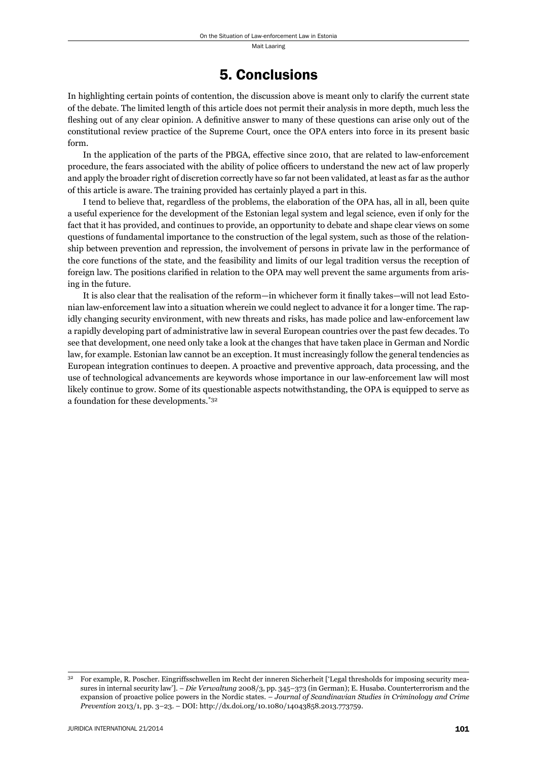## 5. Conclusions

In highlighting certain points of contention, the discussion above is meant only to clarify the current state of the debate. The limited length of this article does not permit their analysis in more depth, much less the fleshing out of any clear opinion. A definitive answer to many of these questions can arise only out of the constitutional review practice of the Supreme Court, once the OPA enters into force in its present basic form.

In the application of the parts of the PBGA, effective since 2010, that are related to law-enforcement procedure, the fears associated with the ability of police officers to understand the new act of law properly and apply the broader right of discretion correctly have so far not been validated, at least as far as the author of this article is aware. The training provided has certainly played a part in this.

I tend to believe that, regardless of the problems, the elaboration of the OPA has, all in all, been quite a useful experience for the development of the Estonian legal system and legal science, even if only for the fact that it has provided, and continues to provide, an opportunity to debate and shape clear views on some questions of fundamental importance to the construction of the legal system, such as those of the relationship between prevention and repression, the involvement of persons in private law in the performance of the core functions of the state, and the feasibility and limits of our legal tradition versus the reception of foreign law. The positions clarified in relation to the OPA may well prevent the same arguments from arising in the future.

It is also clear that the realisation of the reform—in whichever form it finally takes—will not lead Estonian law-enforcement law into a situation wherein we could neglect to advance it for a longer time. The rapidly changing security environment, with new threats and risks, has made police and law-enforcement law a rapidly developing part of administrative law in several European countries over the past few decades. To see that development, one need only take a look at the changes that have taken place in German and Nordic law, for example. Estonian law cannot be an exception. It must increasingly follow the general tendencies as European integration continues to deepen. A proactive and preventive approach, data processing, and the use of technological advancements are keywords whose importance in our law-enforcement law will most likely continue to grow. Some of its questionable aspects notwithstanding, the OPA is equipped to serve as a foundation for these developments.[*32]

---

[32] For example, R. Poscher. Eingriffsschwellen im Recht der inneren Sicherheit ['Legal thresholds for imposing security measures in internal security law']. – *Die Verwaltung* 2008/3, pp. 345–373 (in German); E. Husabø. Counterterrorism and the expansion of proactive police powers in the Nordic states. – *Journal of Scandinavian Studies in Criminology and Crime Prevention* 2013/1, pp. 3–23. – DOI: http://dx.doi.org/10.1080/14043858.2013.773759.